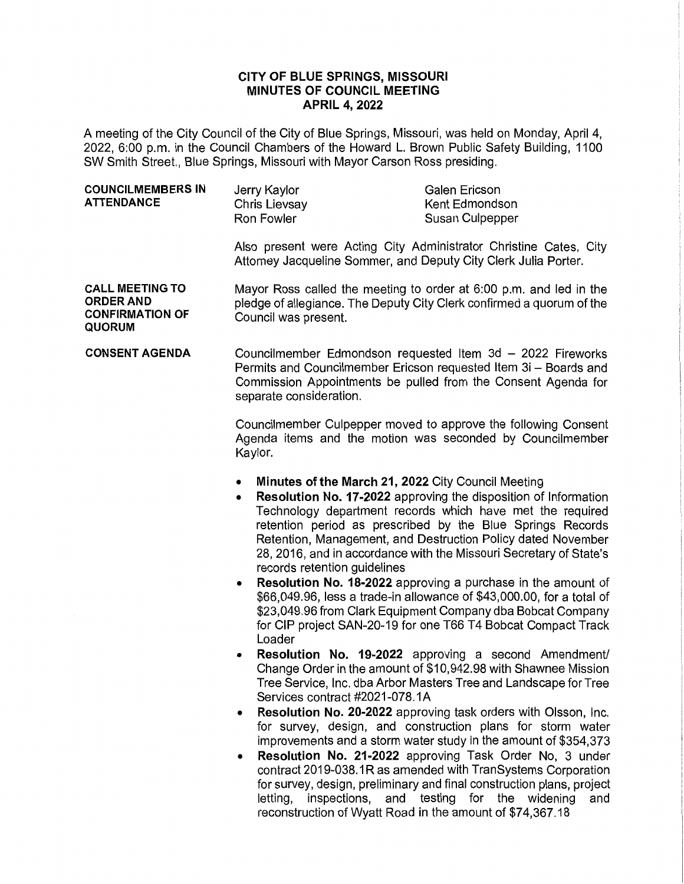# CITY OF BLUE SPRINGS, MISSOURI
## MINUTES OF COUNCIL MEETING
## APRIL 4, 2022

A meeting of the City Council of the City of Blue Springs, Missouri, was held on Monday, April 4, 2022, 6:00 p.m. in the Council Chambers of the Howard L. Brown Public Safety Building, 1100 SW Smith Street., Blue Springs, Missouri with Mayor Carson Ross presiding.

**COUNCILMEMBERS IN ATTENDANCE**

Jerry Kaylor
Chris Lievsay
Ron Fowler
Galen Ericson
Kent Edmondson
Susan Culpepper

Also present were Acting City Administrator Christine Cates, City Attorney Jacqueline Sommer, and Deputy City Clerk Julia Porter.

**CALL MEETING TO ORDER AND CONFIRMATION OF QUORUM**

Mayor Ross called the meeting to order at 6:00 p.m. and led in the pledge of allegiance. The Deputy City Clerk confirmed a quorum of the Council was present.

**CONSENT AGENDA**

Councilmember Edmondson requested Item 3d – 2022 Fireworks Permits and Councilmember Ericson requested Item 3i – Boards and Commission Appointments be pulled from the Consent Agenda for separate consideration.

Councilmember Culpepper moved to approve the following Consent Agenda items and the motion was seconded by Councilmember Kaylor.

- **Minutes of the March 21, 2022** City Council Meeting
- **Resolution No. 17-2022** approving the disposition of Information Technology department records which have met the required retention period as prescribed by the Blue Springs Records Retention, Management, and Destruction Policy dated November 28, 2016, and in accordance with the Missouri Secretary of State's records retention guidelines
- **Resolution No. 18-2022** approving a purchase in the amount of \$66,049.96, less a trade-in allowance of \$43,000.00, for a total of \$23,049.96 from Clark Equipment Company dba Bobcat Company for CIP project SAN-20-19 for one T66 T4 Bobcat Compact Track Loader
- **Resolution No. 19-2022** approving a second Amendment/ Change Order in the amount of \$10,942.98 with Shawnee Mission Tree Service, Inc. dba Arbor Masters Tree and Landscape for Tree Services contract #2021-078.1A
- **Resolution No. 20-2022** approving task orders with Olsson, Inc. for survey, design, and construction plans for storm water improvements and a storm water study in the amount of \$354,373
- **Resolution No. 21-2022** approving Task Order No, 3 under contract 2019-038.1R as amended with TranSystems Corporation for survey, design, preliminary and final construction plans, project letting, inspections, and testing for the widening and reconstruction of Wyatt Road in the amount of \$74,367.18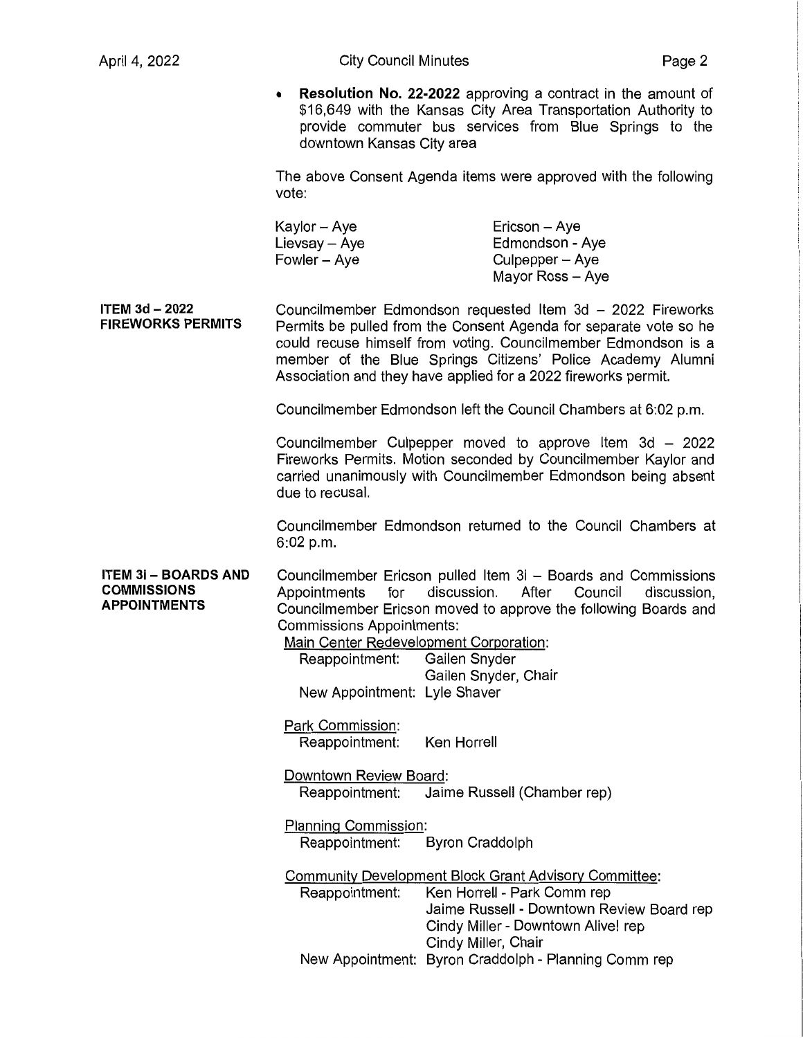- **Resolution No. 22-2022** approving a contract in the amount of $16,649 with the Kansas City Area Transportation Authority to provide commuter bus services from Blue Springs to the downtown Kansas City area

The above Consent Agenda items were approved with the following vote:

| | |
|---|---|
| Kaylor – Aye | Ericson – Aye |
| Lievsay – Aye | Edmondson - Aye |
| Fowler – Aye | Culpepper – Aye |
| | Mayor Ross – Aye |

**ITEM 3d – 2022 FIREWORKS PERMITS**

Councilmember Edmondson requested Item 3d – 2022 Fireworks Permits be pulled from the Consent Agenda for separate vote so he could recuse himself from voting. Councilmember Edmondson is a member of the Blue Springs Citizens' Police Academy Alumni Association and they have applied for a 2022 fireworks permit.

Councilmember Edmondson left the Council Chambers at 6:02 p.m.

Councilmember Culpepper moved to approve Item 3d – 2022 Fireworks Permits. Motion seconded by Councilmember Kaylor and carried unanimously with Councilmember Edmondson being absent due to recusal.

Councilmember Edmondson returned to the Council Chambers at 6:02 p.m.

**ITEM 3i – BOARDS AND COMMISSIONS APPOINTMENTS**

Councilmember Ericson pulled Item 3i – Boards and Commissions Appointments for discussion. After Council discussion, Councilmember Ericson moved to approve the following Boards and Commissions Appointments:

Main Center Redevelopment Corporation:
- Reappointment: Gailen Snyder
  - Gailen Snyder, Chair
- New Appointment: Lyle Shaver

Park Commission:
- Reappointment: Ken Horrell

Downtown Review Board:
- Reappointment: Jaime Russell (Chamber rep)

Planning Commission:
- Reappointment: Byron Craddolph

Community Development Block Grant Advisory Committee:
- Reappointment: Ken Horrell - Park Comm rep
  - Jaime Russell - Downtown Review Board rep
  - Cindy Miller - Downtown Alive! rep
  - Cindy Miller, Chair
- New Appointment: Byron Craddolph - Planning Comm rep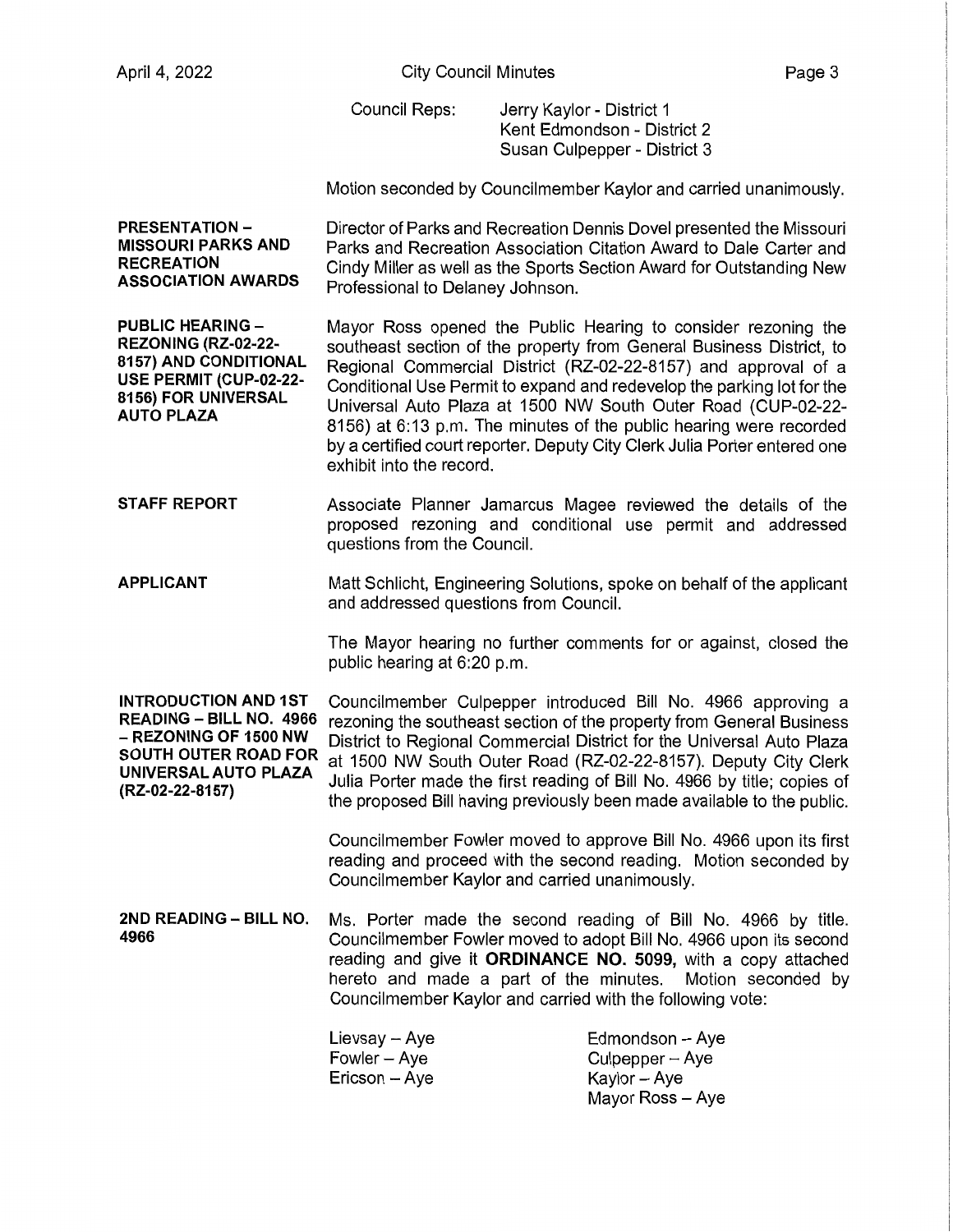Council Reps: Jerry Kaylor - District 1
Kent Edmondson - District 2
Susan Culpepper - District 3

Motion seconded by Councilmember Kaylor and carried unanimously.

**PRESENTATION – MISSOURI PARKS AND RECREATION ASSOCIATION AWARDS**

Director of Parks and Recreation Dennis Dovel presented the Missouri Parks and Recreation Association Citation Award to Dale Carter and Cindy Miller as well as the Sports Section Award for Outstanding New Professional to Delaney Johnson.

**PUBLIC HEARING – REZONING (RZ-02-22-8157) AND CONDITIONAL USE PERMIT (CUP-02-22-8156) FOR UNIVERSAL AUTO PLAZA**

Mayor Ross opened the Public Hearing to consider rezoning the southeast section of the property from General Business District, to Regional Commercial District (RZ-02-22-8157) and approval of a Conditional Use Permit to expand and redevelop the parking lot for the Universal Auto Plaza at 1500 NW South Outer Road (CUP-02-22-8156) at 6:13 p.m. The minutes of the public hearing were recorded by a certified court reporter. Deputy City Clerk Julia Porter entered one exhibit into the record.

**STAFF REPORT**

Associate Planner Jamarcus Magee reviewed the details of the proposed rezoning and conditional use permit and addressed questions from the Council.

**APPLICANT**

Matt Schlicht, Engineering Solutions, spoke on behalf of the applicant and addressed questions from Council.

The Mayor hearing no further comments for or against, closed the public hearing at 6:20 p.m.

**INTRODUCTION AND 1ST READING – BILL NO. 4966 – REZONING OF 1500 NW SOUTH OUTER ROAD FOR UNIVERSAL AUTO PLAZA (RZ-02-22-8157)**

Councilmember Culpepper introduced Bill No. 4966 approving a rezoning the southeast section of the property from General Business District to Regional Commercial District for the Universal Auto Plaza at 1500 NW South Outer Road (RZ-02-22-8157). Deputy City Clerk Julia Porter made the first reading of Bill No. 4966 by title; copies of the proposed Bill having previously been made available to the public.

Councilmember Fowler moved to approve Bill No. 4966 upon its first reading and proceed with the second reading. Motion seconded by Councilmember Kaylor and carried unanimously.

**2ND READING – BILL NO. 4966**

Ms. Porter made the second reading of Bill No. 4966 by title. Councilmember Fowler moved to adopt Bill No. 4966 upon its second reading and give it **ORDINANCE NO. 5099,** with a copy attached hereto and made a part of the minutes. Motion seconded by Councilmember Kaylor and carried with the following vote:

Lievsay – Aye
Fowler – Aye
Ericson – Aye
Edmondson – Aye
Culpepper – Aye
Kaylor – Aye
Mayor Ross – Aye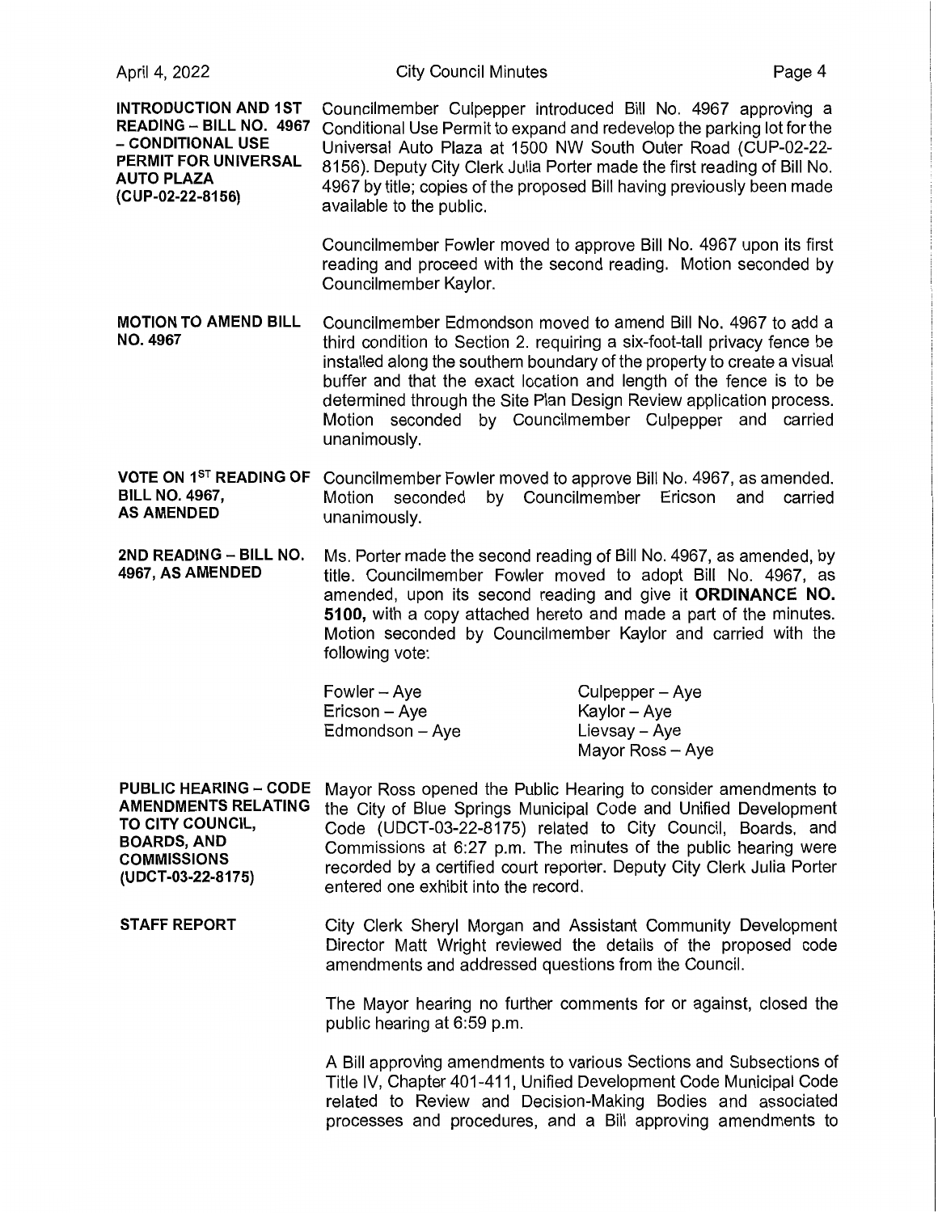**INTRODUCTION AND 1ST READING – BILL NO. 4967 – CONDITIONAL USE PERMIT FOR UNIVERSAL AUTO PLAZA (CUP-02-22-8156)**

Councilmember Culpepper introduced Bill No. 4967 approving a Conditional Use Permit to expand and redevelop the parking lot for the Universal Auto Plaza at 1500 NW South Outer Road (CUP-02-22-8156). Deputy City Clerk Julia Porter made the first reading of Bill No. 4967 by title; copies of the proposed Bill having previously been made available to the public.

Councilmember Fowler moved to approve Bill No. 4967 upon its first reading and proceed with the second reading. Motion seconded by Councilmember Kaylor.

**MOTION TO AMEND BILL NO. 4967**

Councilmember Edmondson moved to amend Bill No. 4967 to add a third condition to Section 2. requiring a six-foot-tall privacy fence be installed along the southern boundary of the property to create a visual buffer and that the exact location and length of the fence is to be determined through the Site Plan Design Review application process. Motion seconded by Councilmember Culpepper and carried unanimously.

**VOTE ON 1ST READING OF BILL NO. 4967, AS AMENDED**

Councilmember Fowler moved to approve Bill No. 4967, as amended. Motion seconded by Councilmember Ericson and carried unanimously.

**2ND READING – BILL NO. 4967, AS AMENDED**

Ms. Porter made the second reading of Bill No. 4967, as amended, by title. Councilmember Fowler moved to adopt Bill No. 4967, as amended, upon its second reading and give it **ORDINANCE NO. 5100,** with a copy attached hereto and made a part of the minutes. Motion seconded by Councilmember Kaylor and carried with the following vote:

| | |
|---|---|
| Fowler – Aye | Culpepper – Aye |
| Ericson – Aye | Kaylor – Aye |
| Edmondson – Aye | Lievsay – Aye |
| | Mayor Ross – Aye |

**PUBLIC HEARING – CODE AMENDMENTS RELATING TO CITY COUNCIL, BOARDS, AND COMMISSIONS (UDCT-03-22-8175)**

Mayor Ross opened the Public Hearing to consider amendments to the City of Blue Springs Municipal Code and Unified Development Code (UDCT-03-22-8175) related to City Council, Boards, and Commissions at 6:27 p.m. The minutes of the public hearing were recorded by a certified court reporter. Deputy City Clerk Julia Porter entered one exhibit into the record.

**STAFF REPORT**

City Clerk Sheryl Morgan and Assistant Community Development Director Matt Wright reviewed the details of the proposed code amendments and addressed questions from the Council.

The Mayor hearing no further comments for or against, closed the public hearing at 6:59 p.m.

A Bill approving amendments to various Sections and Subsections of Title IV, Chapter 401-411, Unified Development Code Municipal Code related to Review and Decision-Making Bodies and associated processes and procedures, and a Bill approving amendments to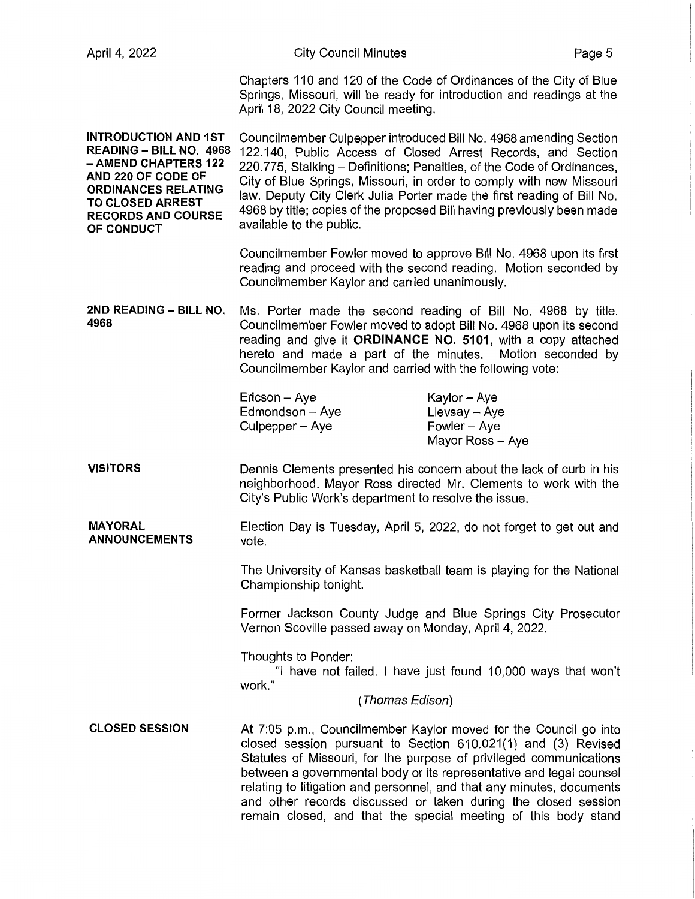Chapters 110 and 120 of the Code of Ordinances of the City of Blue Springs, Missouri, will be ready for introduction and readings at the April 18, 2022 City Council meeting.

**INTRODUCTION AND 1ST READING – BILL NO. 4968 – AMEND CHAPTERS 122 AND 220 OF CODE OF ORDINANCES RELATING TO CLOSED ARREST RECORDS AND COURSE OF CONDUCT**

Councilmember Culpepper introduced Bill No. 4968 amending Section 122.140, Public Access of Closed Arrest Records, and Section 220.775, Stalking – Definitions; Penalties, of the Code of Ordinances, City of Blue Springs, Missouri, in order to comply with new Missouri law. Deputy City Clerk Julia Porter made the first reading of Bill No. 4968 by title; copies of the proposed Bill having previously been made available to the public.

Councilmember Fowler moved to approve Bill No. 4968 upon its first reading and proceed with the second reading. Motion seconded by Councilmember Kaylor and carried unanimously.

**2ND READING – BILL NO. 4968**

Ms. Porter made the second reading of Bill No. 4968 by title. Councilmember Fowler moved to adopt Bill No. 4968 upon its second reading and give it **ORDINANCE NO. 5101,** with a copy attached hereto and made a part of the minutes. Motion seconded by Councilmember Kaylor and carried with the following vote:

Ericson – Aye
Edmondson – Aye
Culpepper – Aye
Kaylor – Aye
Lievsay – Aye
Fowler – Aye
Mayor Ross – Aye

**VISITORS**

Dennis Clements presented his concern about the lack of curb in his neighborhood. Mayor Ross directed Mr. Clements to work with the City's Public Work's department to resolve the issue.

**MAYORAL ANNOUNCEMENTS**

Election Day is Tuesday, April 5, 2022, do not forget to get out and vote.

The University of Kansas basketball team is playing for the National Championship tonight.

Former Jackson County Judge and Blue Springs City Prosecutor Vernon Scoville passed away on Monday, April 4, 2022.

Thoughts to Ponder:

"I have not failed. I have just found 10,000 ways that won't work."

(*Thomas Edison*)

**CLOSED SESSION**

At 7:05 p.m., Councilmember Kaylor moved for the Council go into closed session pursuant to Section 610.021(1) and (3) Revised Statutes of Missouri, for the purpose of privileged communications between a governmental body or its representative and legal counsel relating to litigation and personnel, and that any minutes, documents and other records discussed or taken during the closed session remain closed, and that the special meeting of this body stand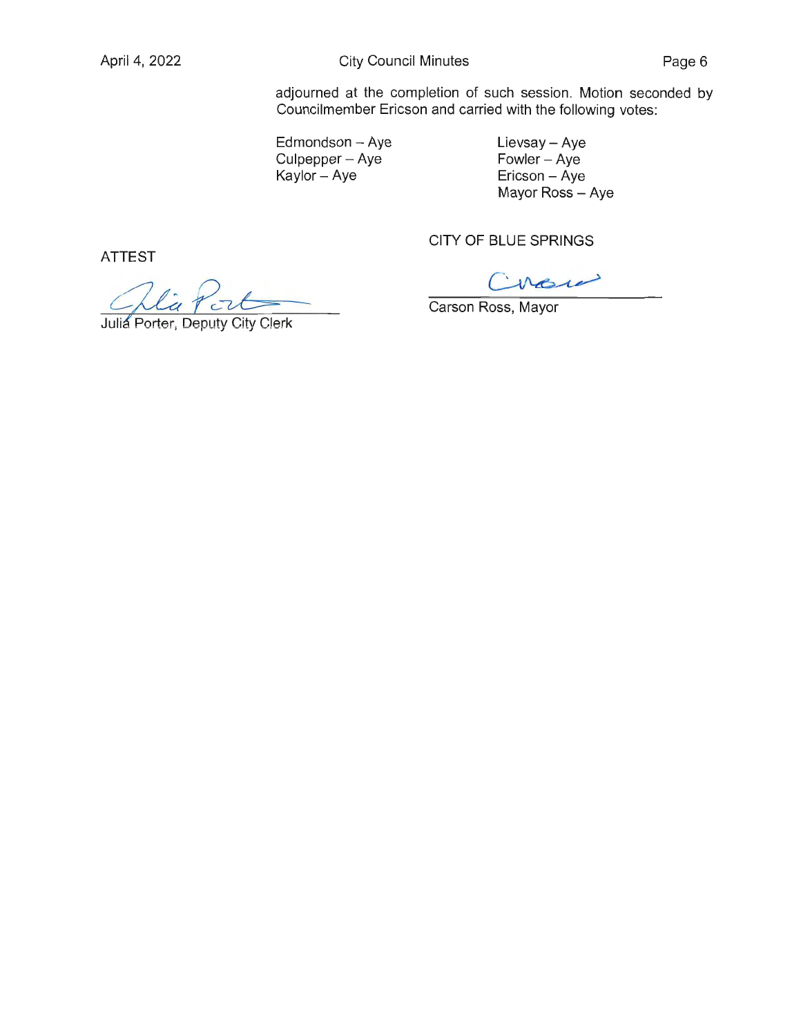adjourned at the completion of such session. Motion seconded by Councilmember Ericson and carried with the following votes:

Edmondson – Aye
Culpepper – Aye
Kaylor – Aye
Lievsay – Aye
Fowler – Aye
Ericson – Aye
Mayor Ross – Aye

ATTEST

Julia Porter, Deputy City Clerk

CITY OF BLUE SPRINGS

Carson Ross, Mayor